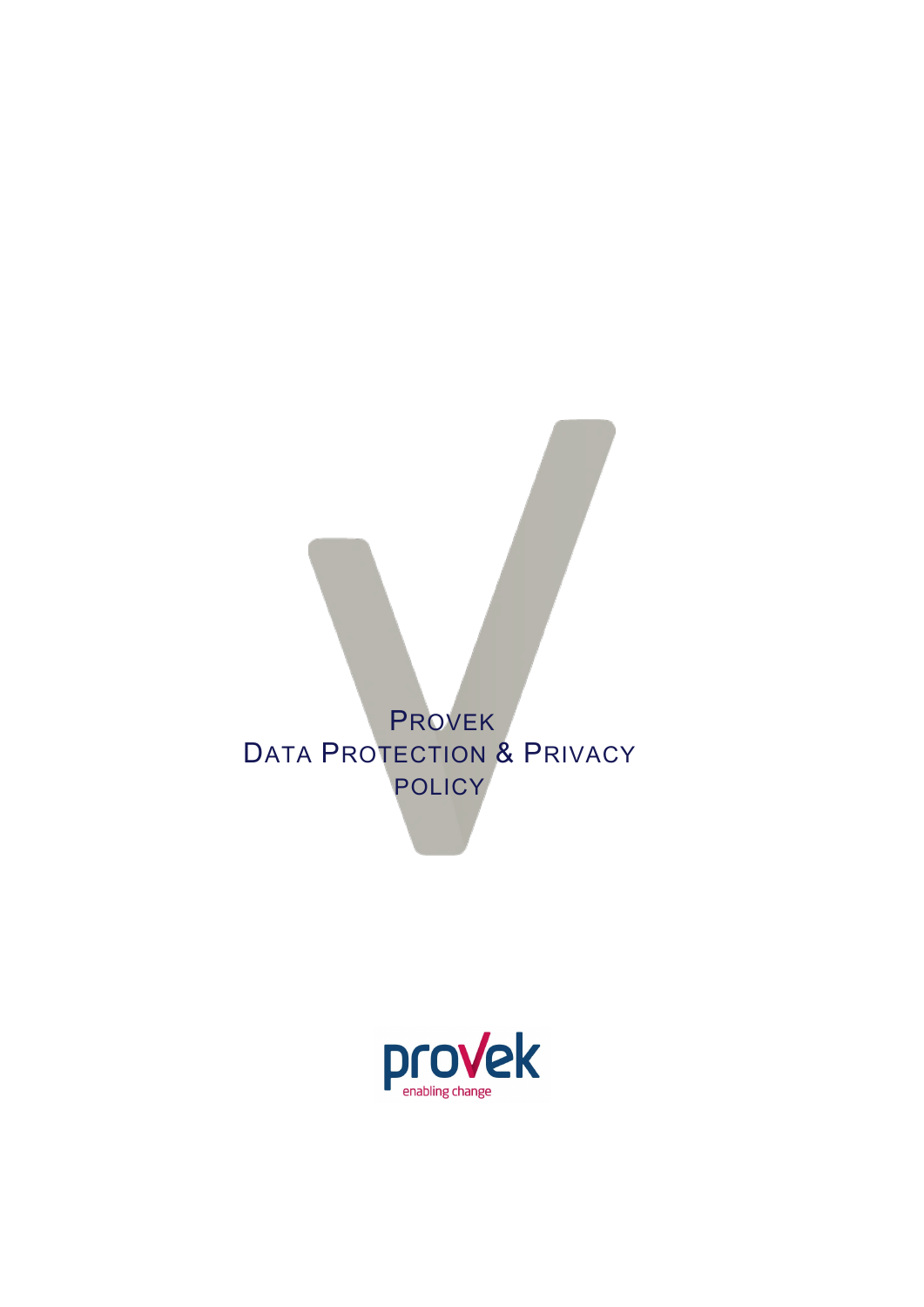# PROVEK
# DATA PROTECTION & PRIVACY POLICY

provek
enabling change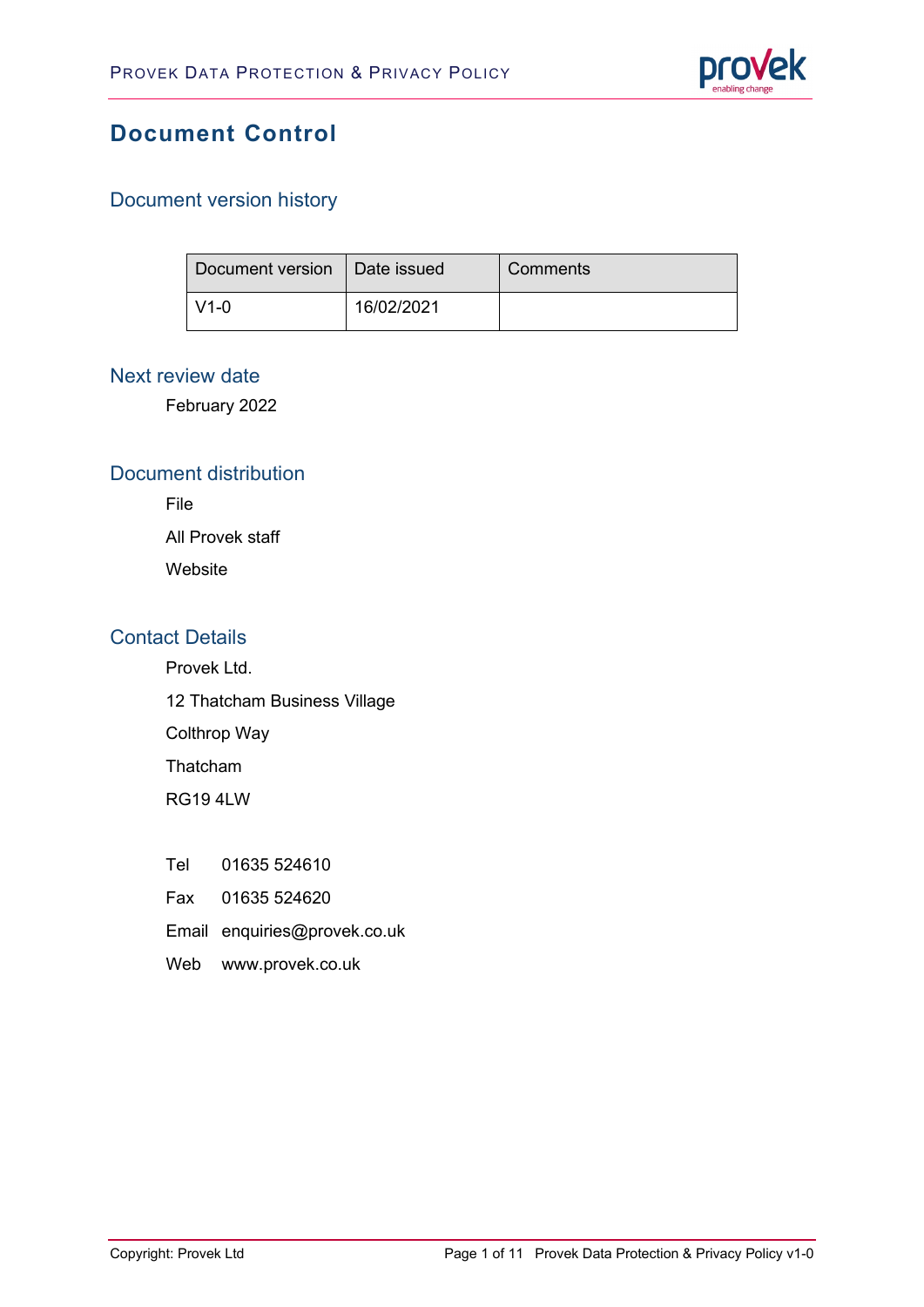# Document Control

## Document version history

| Document version | Date issued | Comments |
| --- | --- | --- |
| V1-0 | 16/02/2021 | |

## Next review date

February 2022

## Document distribution

File

All Provek staff

Website

## Contact Details

Provek Ltd.

12 Thatcham Business Village

Colthrop Way

Thatcham

RG19 4LW

Tel 01635 524610

Fax 01635 524620

Email enquiries@provek.co.uk

Web www.provek.co.uk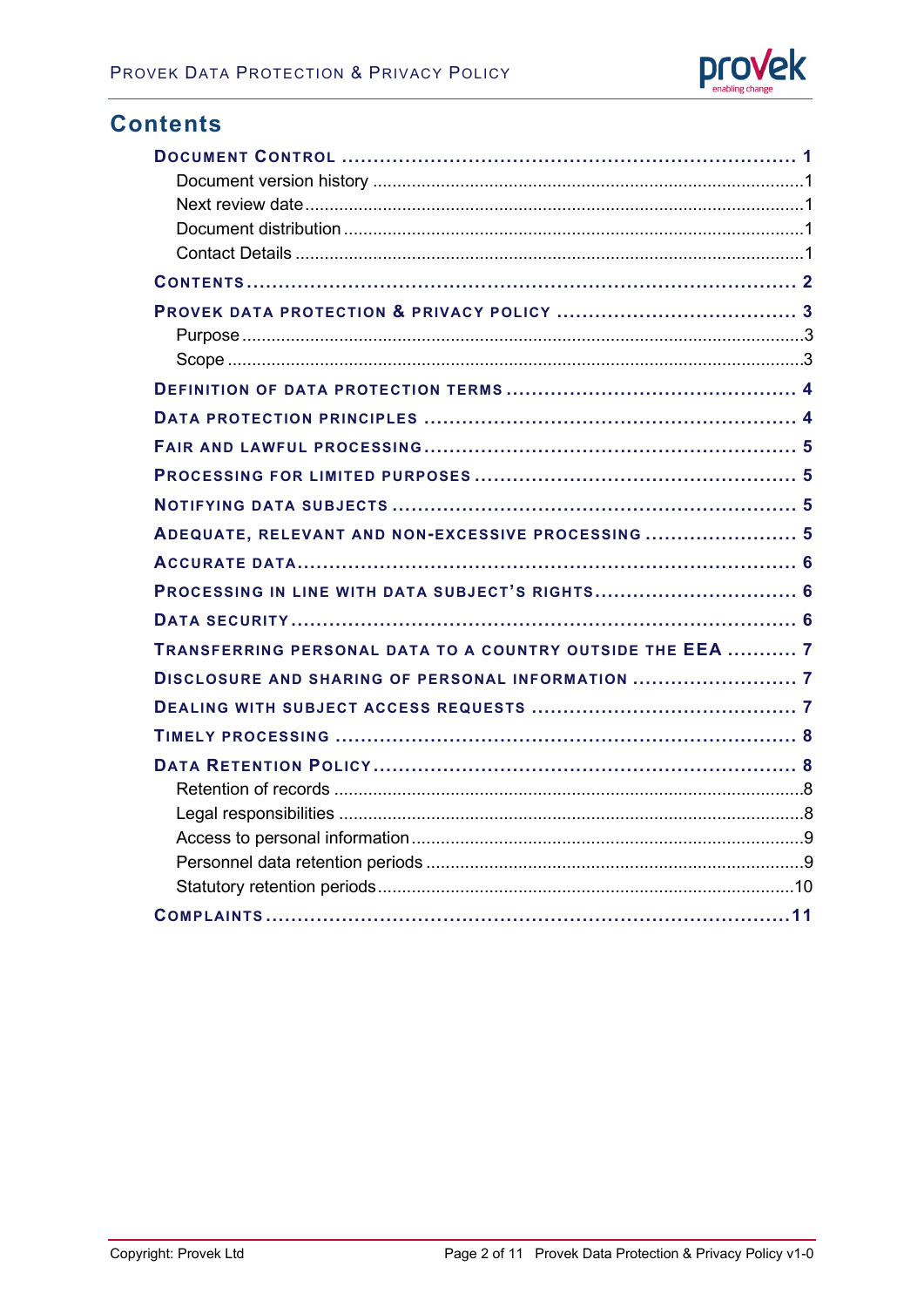## Contents

- **Document Control** ........ 1
  - Document version history ........ 1
  - Next review date ........ 1
  - Document distribution ........ 1
  - Contact Details ........ 1
- **Contents** ........ 2
- **Provek data protection & privacy policy** ........ 3
  - Purpose ........ 3
  - Scope ........ 3
- **Definition of data protection terms** ........ 4
- **Data protection principles** ........ 4
- **Fair and lawful processing** ........ 5
- **Processing for limited purposes** ........ 5
- **Notifying data subjects** ........ 5
- **Adequate, relevant and non-excessive processing** ........ 5
- **Accurate data** ........ 6
- **Processing in line with data subject's rights** ........ 6
- **Data security** ........ 6
- **Transferring personal data to a country outside the EEA** ........ 7
- **Disclosure and sharing of personal information** ........ 7
- **Dealing with subject access requests** ........ 7
- **Timely processing** ........ 8
- **Data Retention Policy** ........ 8
  - Retention of records ........ 8
  - Legal responsibilities ........ 8
  - Access to personal information ........ 9
  - Personnel data retention periods ........ 9
  - Statutory retention periods ........ 10
- **Complaints** ........ 11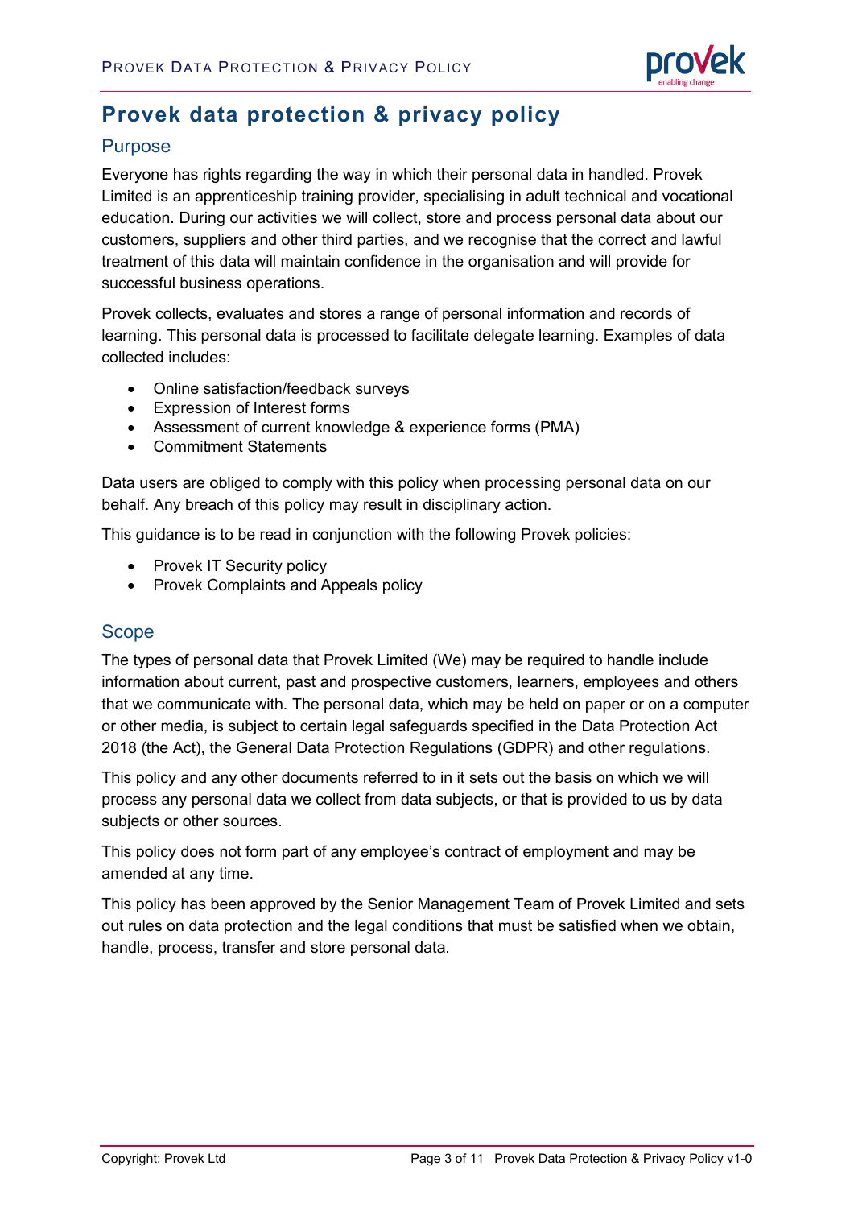# Provek data protection & privacy policy

## Purpose

Everyone has rights regarding the way in which their personal data in handled. Provek Limited is an apprenticeship training provider, specialising in adult technical and vocational education. During our activities we will collect, store and process personal data about our customers, suppliers and other third parties, and we recognise that the correct and lawful treatment of this data will maintain confidence in the organisation and will provide for successful business operations.

Provek collects, evaluates and stores a range of personal information and records of learning. This personal data is processed to facilitate delegate learning. Examples of data collected includes:

- Online satisfaction/feedback surveys
- Expression of Interest forms
- Assessment of current knowledge & experience forms (PMA)
- Commitment Statements

Data users are obliged to comply with this policy when processing personal data on our behalf. Any breach of this policy may result in disciplinary action.

This guidance is to be read in conjunction with the following Provek policies:

- Provek IT Security policy
- Provek Complaints and Appeals policy

## Scope

The types of personal data that Provek Limited (We) may be required to handle include information about current, past and prospective customers, learners, employees and others that we communicate with. The personal data, which may be held on paper or on a computer or other media, is subject to certain legal safeguards specified in the Data Protection Act 2018 (the Act), the General Data Protection Regulations (GDPR) and other regulations.

This policy and any other documents referred to in it sets out the basis on which we will process any personal data we collect from data subjects, or that is provided to us by data subjects or other sources.

This policy does not form part of any employee's contract of employment and may be amended at any time.

This policy has been approved by the Senior Management Team of Provek Limited and sets out rules on data protection and the legal conditions that must be satisfied when we obtain, handle, process, transfer and store personal data.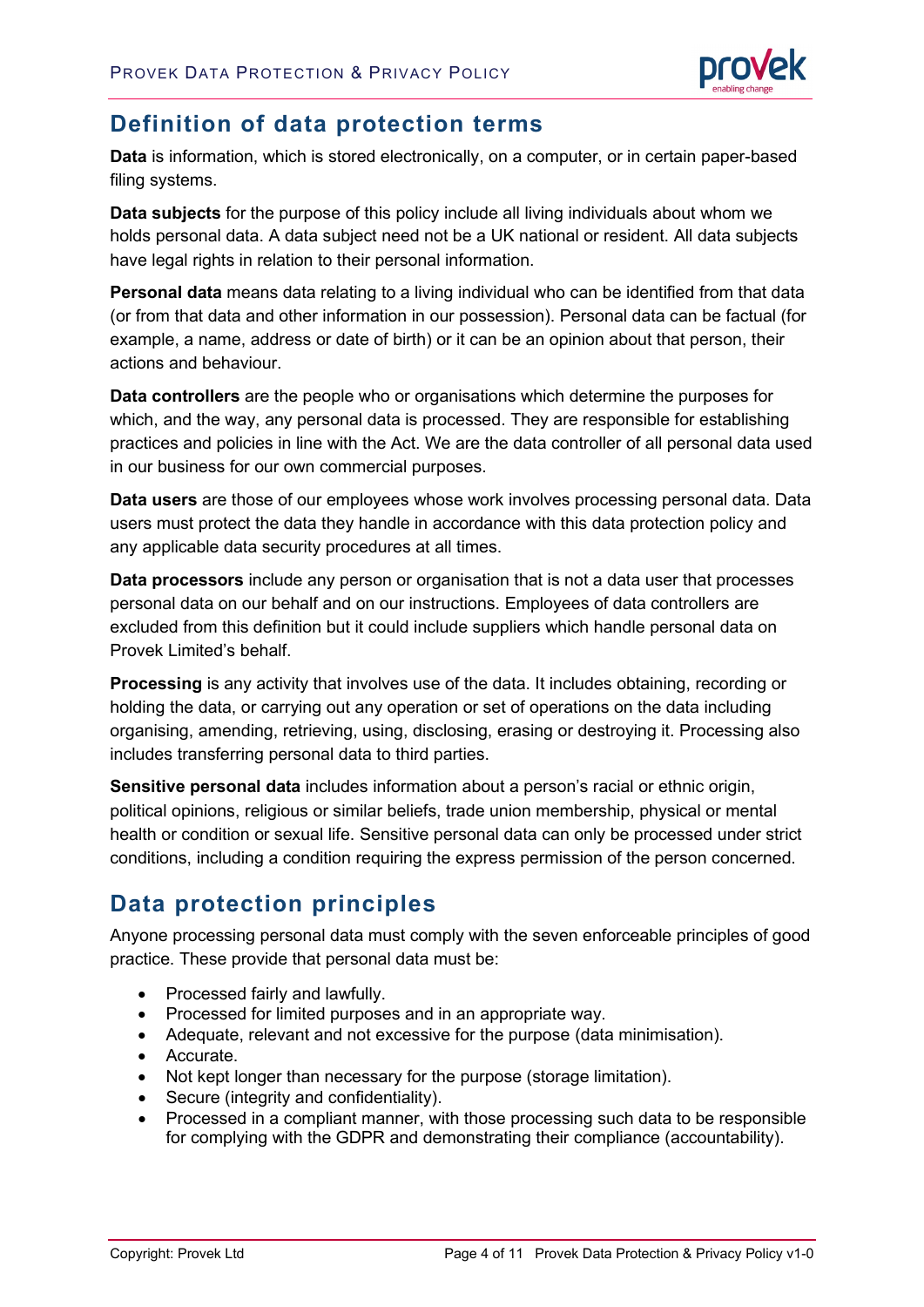## Definition of data protection terms

**Data** is information, which is stored electronically, on a computer, or in certain paper-based filing systems.

**Data subjects** for the purpose of this policy include all living individuals about whom we holds personal data. A data subject need not be a UK national or resident. All data subjects have legal rights in relation to their personal information.

**Personal data** means data relating to a living individual who can be identified from that data (or from that data and other information in our possession). Personal data can be factual (for example, a name, address or date of birth) or it can be an opinion about that person, their actions and behaviour.

**Data controllers** are the people who or organisations which determine the purposes for which, and the way, any personal data is processed. They are responsible for establishing practices and policies in line with the Act. We are the data controller of all personal data used in our business for our own commercial purposes.

**Data users** are those of our employees whose work involves processing personal data. Data users must protect the data they handle in accordance with this data protection policy and any applicable data security procedures at all times.

**Data processors** include any person or organisation that is not a data user that processes personal data on our behalf and on our instructions. Employees of data controllers are excluded from this definition but it could include suppliers which handle personal data on Provek Limited's behalf.

**Processing** is any activity that involves use of the data. It includes obtaining, recording or holding the data, or carrying out any operation or set of operations on the data including organising, amending, retrieving, using, disclosing, erasing or destroying it. Processing also includes transferring personal data to third parties.

**Sensitive personal data** includes information about a person's racial or ethnic origin, political opinions, religious or similar beliefs, trade union membership, physical or mental health or condition or sexual life. Sensitive personal data can only be processed under strict conditions, including a condition requiring the express permission of the person concerned.

## Data protection principles

Anyone processing personal data must comply with the seven enforceable principles of good practice. These provide that personal data must be:

- Processed fairly and lawfully.
- Processed for limited purposes and in an appropriate way.
- Adequate, relevant and not excessive for the purpose (data minimisation).
- Accurate.
- Not kept longer than necessary for the purpose (storage limitation).
- Secure (integrity and confidentiality).
- Processed in a compliant manner, with those processing such data to be responsible for complying with the GDPR and demonstrating their compliance (accountability).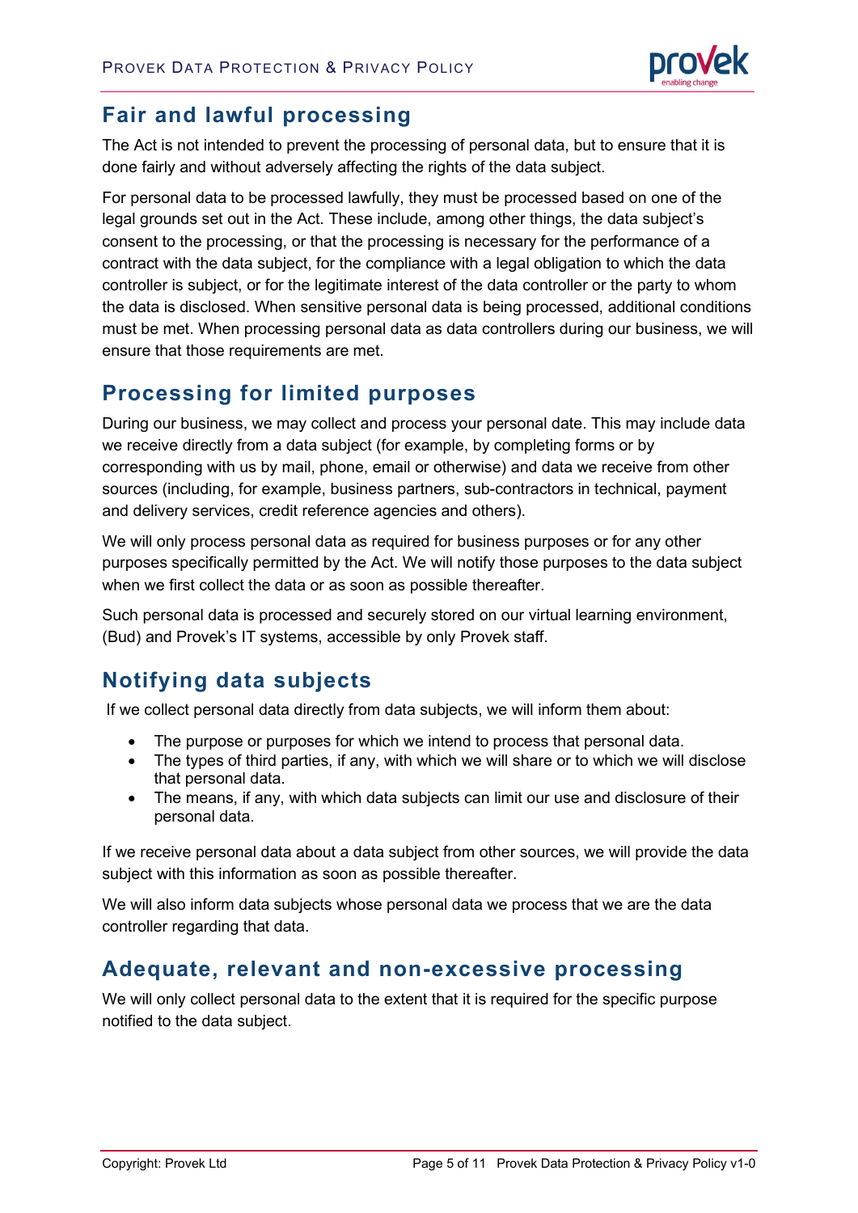## Fair and lawful processing

The Act is not intended to prevent the processing of personal data, but to ensure that it is done fairly and without adversely affecting the rights of the data subject.

For personal data to be processed lawfully, they must be processed based on one of the legal grounds set out in the Act. These include, among other things, the data subject's consent to the processing, or that the processing is necessary for the performance of a contract with the data subject, for the compliance with a legal obligation to which the data controller is subject, or for the legitimate interest of the data controller or the party to whom the data is disclosed. When sensitive personal data is being processed, additional conditions must be met. When processing personal data as data controllers during our business, we will ensure that those requirements are met.

## Processing for limited purposes

During our business, we may collect and process your personal date. This may include data we receive directly from a data subject (for example, by completing forms or by corresponding with us by mail, phone, email or otherwise) and data we receive from other sources (including, for example, business partners, sub-contractors in technical, payment and delivery services, credit reference agencies and others).

We will only process personal data as required for business purposes or for any other purposes specifically permitted by the Act. We will notify those purposes to the data subject when we first collect the data or as soon as possible thereafter.

Such personal data is processed and securely stored on our virtual learning environment, (Bud) and Provek's IT systems, accessible by only Provek staff.

## Notifying data subjects

If we collect personal data directly from data subjects, we will inform them about:

- The purpose or purposes for which we intend to process that personal data.
- The types of third parties, if any, with which we will share or to which we will disclose that personal data.
- The means, if any, with which data subjects can limit our use and disclosure of their personal data.

If we receive personal data about a data subject from other sources, we will provide the data subject with this information as soon as possible thereafter.

We will also inform data subjects whose personal data we process that we are the data controller regarding that data.

## Adequate, relevant and non-excessive processing

We will only collect personal data to the extent that it is required for the specific purpose notified to the data subject.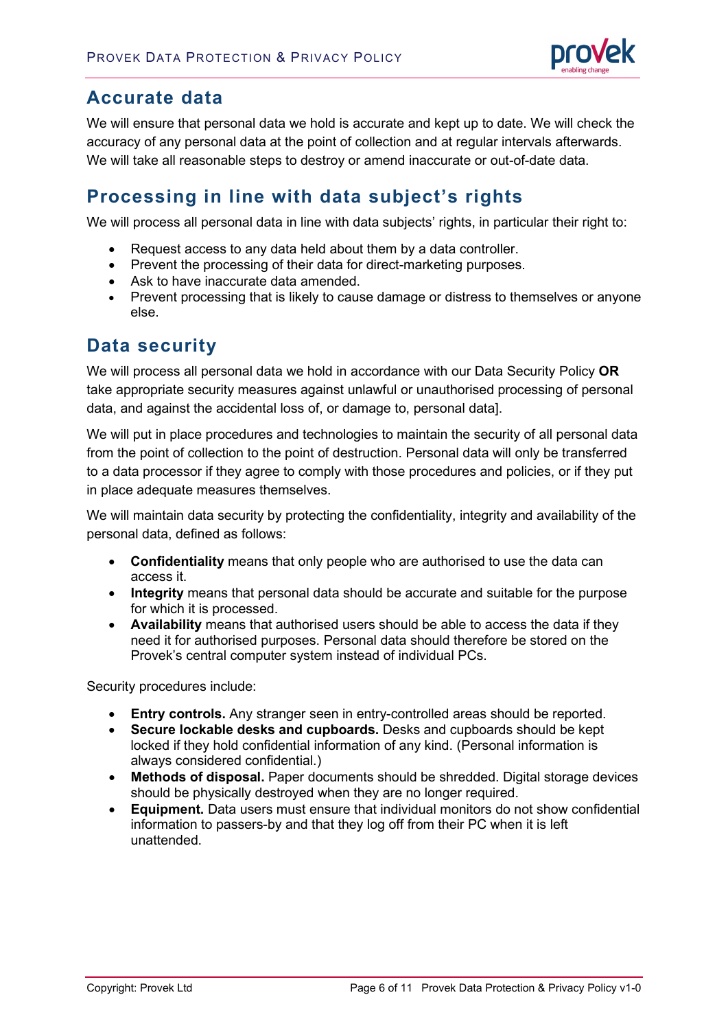## Accurate data

We will ensure that personal data we hold is accurate and kept up to date. We will check the accuracy of any personal data at the point of collection and at regular intervals afterwards. We will take all reasonable steps to destroy or amend inaccurate or out-of-date data.

## Processing in line with data subject's rights

We will process all personal data in line with data subjects' rights, in particular their right to:

- Request access to any data held about them by a data controller.
- Prevent the processing of their data for direct-marketing purposes.
- Ask to have inaccurate data amended.
- Prevent processing that is likely to cause damage or distress to themselves or anyone else.

## Data security

We will process all personal data we hold in accordance with our Data Security Policy **OR** take appropriate security measures against unlawful or unauthorised processing of personal data, and against the accidental loss of, or damage to, personal data].

We will put in place procedures and technologies to maintain the security of all personal data from the point of collection to the point of destruction. Personal data will only be transferred to a data processor if they agree to comply with those procedures and policies, or if they put in place adequate measures themselves.

We will maintain data security by protecting the confidentiality, integrity and availability of the personal data, defined as follows:

- **Confidentiality** means that only people who are authorised to use the data can access it.
- **Integrity** means that personal data should be accurate and suitable for the purpose for which it is processed.
- **Availability** means that authorised users should be able to access the data if they need it for authorised purposes. Personal data should therefore be stored on the Provek's central computer system instead of individual PCs.

Security procedures include:

- **Entry controls.** Any stranger seen in entry-controlled areas should be reported.
- **Secure lockable desks and cupboards.** Desks and cupboards should be kept locked if they hold confidential information of any kind. (Personal information is always considered confidential.)
- **Methods of disposal.** Paper documents should be shredded. Digital storage devices should be physically destroyed when they are no longer required.
- **Equipment.** Data users must ensure that individual monitors do not show confidential information to passers-by and that they log off from their PC when it is left unattended.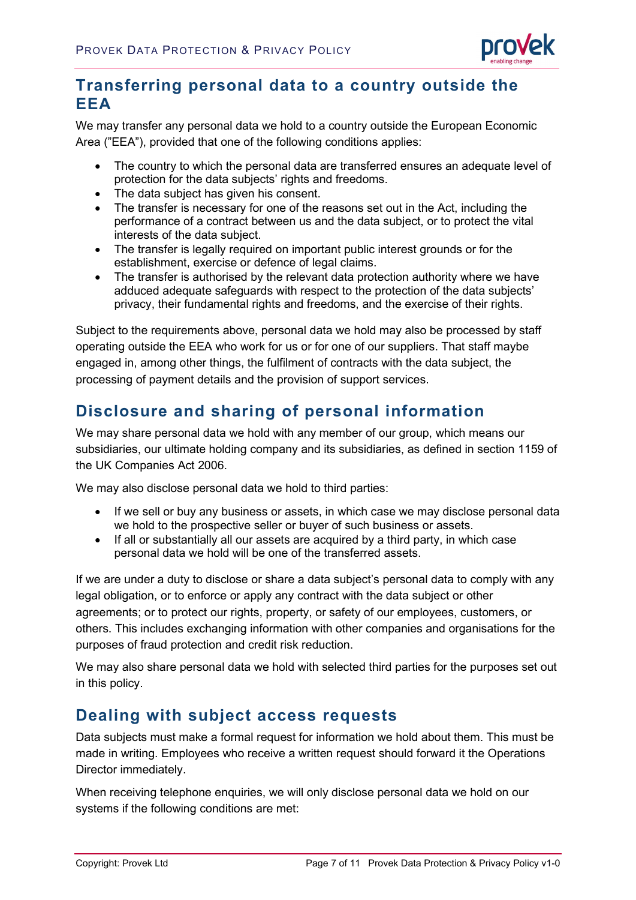## Transferring personal data to a country outside the EEA

We may transfer any personal data we hold to a country outside the European Economic Area ("EEA"), provided that one of the following conditions applies:

- The country to which the personal data are transferred ensures an adequate level of protection for the data subjects' rights and freedoms.
- The data subject has given his consent.
- The transfer is necessary for one of the reasons set out in the Act, including the performance of a contract between us and the data subject, or to protect the vital interests of the data subject.
- The transfer is legally required on important public interest grounds or for the establishment, exercise or defence of legal claims.
- The transfer is authorised by the relevant data protection authority where we have adduced adequate safeguards with respect to the protection of the data subjects' privacy, their fundamental rights and freedoms, and the exercise of their rights.

Subject to the requirements above, personal data we hold may also be processed by staff operating outside the EEA who work for us or for one of our suppliers. That staff maybe engaged in, among other things, the fulfilment of contracts with the data subject, the processing of payment details and the provision of support services.

## Disclosure and sharing of personal information

We may share personal data we hold with any member of our group, which means our subsidiaries, our ultimate holding company and its subsidiaries, as defined in section 1159 of the UK Companies Act 2006.

We may also disclose personal data we hold to third parties:

- If we sell or buy any business or assets, in which case we may disclose personal data we hold to the prospective seller or buyer of such business or assets.
- If all or substantially all our assets are acquired by a third party, in which case personal data we hold will be one of the transferred assets.

If we are under a duty to disclose or share a data subject's personal data to comply with any legal obligation, or to enforce or apply any contract with the data subject or other agreements; or to protect our rights, property, or safety of our employees, customers, or others. This includes exchanging information with other companies and organisations for the purposes of fraud protection and credit risk reduction.

We may also share personal data we hold with selected third parties for the purposes set out in this policy.

## Dealing with subject access requests

Data subjects must make a formal request for information we hold about them. This must be made in writing. Employees who receive a written request should forward it the Operations Director immediately.

When receiving telephone enquiries, we will only disclose personal data we hold on our systems if the following conditions are met: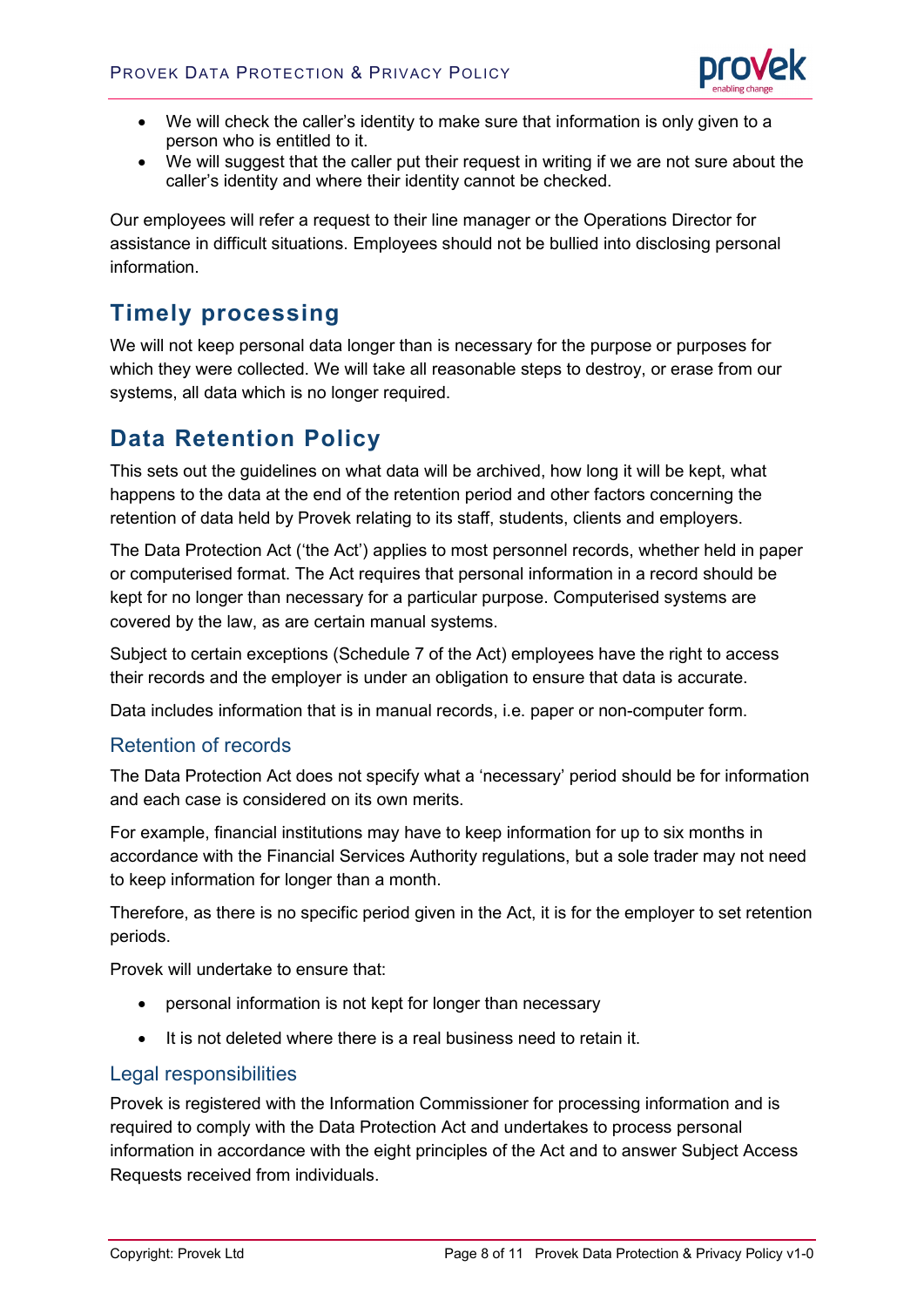- We will check the caller's identity to make sure that information is only given to a person who is entitled to it.
- We will suggest that the caller put their request in writing if we are not sure about the caller's identity and where their identity cannot be checked.

Our employees will refer a request to their line manager or the Operations Director for assistance in difficult situations. Employees should not be bullied into disclosing personal information.

## Timely processing

We will not keep personal data longer than is necessary for the purpose or purposes for which they were collected. We will take all reasonable steps to destroy, or erase from our systems, all data which is no longer required.

## Data Retention Policy

This sets out the guidelines on what data will be archived, how long it will be kept, what happens to the data at the end of the retention period and other factors concerning the retention of data held by Provek relating to its staff, students, clients and employers.

The Data Protection Act ('the Act') applies to most personnel records, whether held in paper or computerised format. The Act requires that personal information in a record should be kept for no longer than necessary for a particular purpose. Computerised systems are covered by the law, as are certain manual systems.

Subject to certain exceptions (Schedule 7 of the Act) employees have the right to access their records and the employer is under an obligation to ensure that data is accurate.

Data includes information that is in manual records, i.e. paper or non-computer form.

### Retention of records

The Data Protection Act does not specify what a 'necessary' period should be for information and each case is considered on its own merits.

For example, financial institutions may have to keep information for up to six months in accordance with the Financial Services Authority regulations, but a sole trader may not need to keep information for longer than a month.

Therefore, as there is no specific period given in the Act, it is for the employer to set retention periods.

Provek will undertake to ensure that:

- personal information is not kept for longer than necessary
- It is not deleted where there is a real business need to retain it.

### Legal responsibilities

Provek is registered with the Information Commissioner for processing information and is required to comply with the Data Protection Act and undertakes to process personal information in accordance with the eight principles of the Act and to answer Subject Access Requests received from individuals.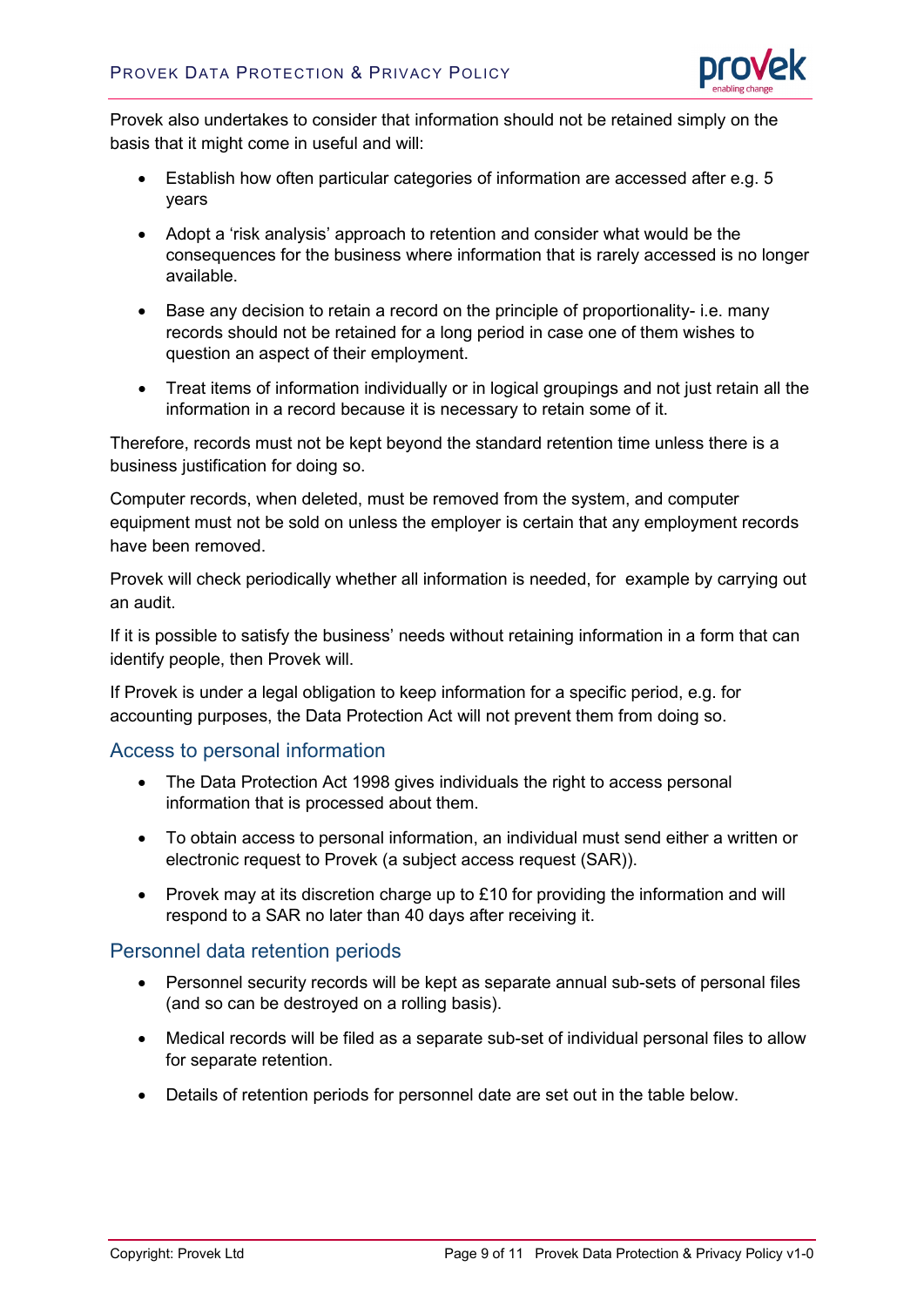Provek also undertakes to consider that information should not be retained simply on the basis that it might come in useful and will:

- Establish how often particular categories of information are accessed after e.g. 5 years
- Adopt a 'risk analysis' approach to retention and consider what would be the consequences for the business where information that is rarely accessed is no longer available.
- Base any decision to retain a record on the principle of proportionality- i.e. many records should not be retained for a long period in case one of them wishes to question an aspect of their employment.
- Treat items of information individually or in logical groupings and not just retain all the information in a record because it is necessary to retain some of it.

Therefore, records must not be kept beyond the standard retention time unless there is a business justification for doing so.

Computer records, when deleted, must be removed from the system, and computer equipment must not be sold on unless the employer is certain that any employment records have been removed.

Provek will check periodically whether all information is needed, for example by carrying out an audit.

If it is possible to satisfy the business' needs without retaining information in a form that can identify people, then Provek will.

If Provek is under a legal obligation to keep information for a specific period, e.g. for accounting purposes, the Data Protection Act will not prevent them from doing so.

## Access to personal information

- The Data Protection Act 1998 gives individuals the right to access personal information that is processed about them.
- To obtain access to personal information, an individual must send either a written or electronic request to Provek (a subject access request (SAR)).
- Provek may at its discretion charge up to £10 for providing the information and will respond to a SAR no later than 40 days after receiving it.

## Personnel data retention periods

- Personnel security records will be kept as separate annual sub-sets of personal files (and so can be destroyed on a rolling basis).
- Medical records will be filed as a separate sub-set of individual personal files to allow for separate retention.
- Details of retention periods for personnel date are set out in the table below.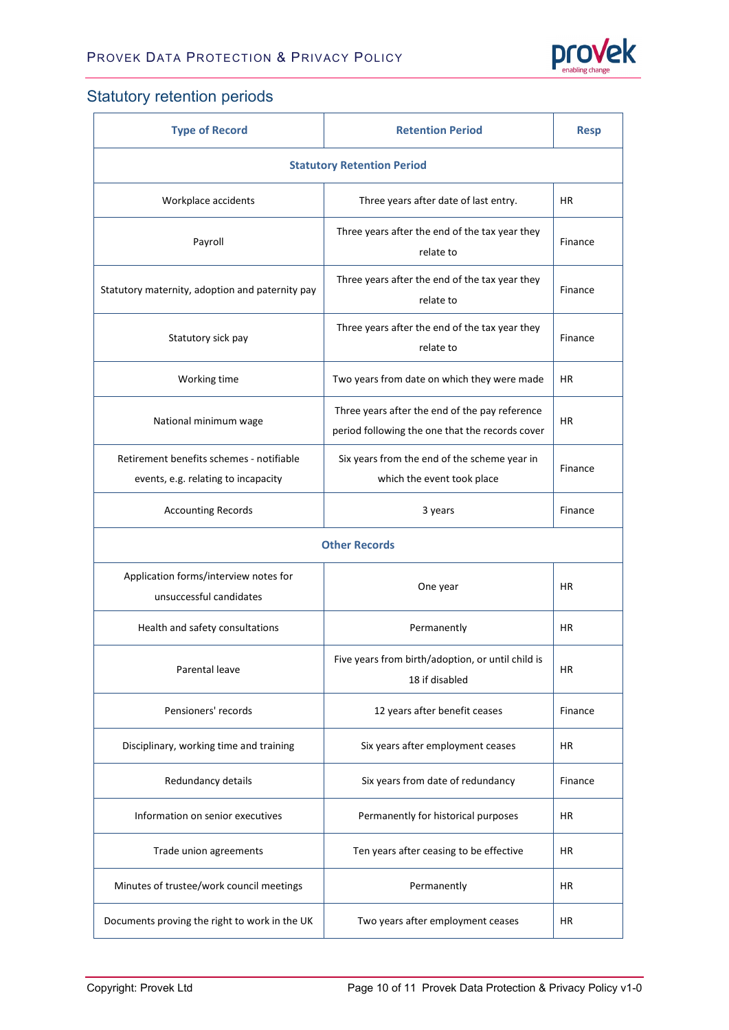## Statutory retention periods

| Type of Record | Retention Period | Resp |
|---|---|---|
| **Statutory Retention Period** | | |
| Workplace accidents | Three years after date of last entry. | HR |
| Payroll | Three years after the end of the tax year they relate to | Finance |
| Statutory maternity, adoption and paternity pay | Three years after the end of the tax year they relate to | Finance |
| Statutory sick pay | Three years after the end of the tax year they relate to | Finance |
| Working time | Two years from date on which they were made | HR |
| National minimum wage | Three years after the end of the pay reference period following the one that the records cover | HR |
| Retirement benefits schemes - notifiable events, e.g. relating to incapacity | Six years from the end of the scheme year in which the event took place | Finance |
| Accounting Records | 3 years | Finance |
| **Other Records** | | |
| Application forms/interview notes for unsuccessful candidates | One year | HR |
| Health and safety consultations | Permanently | HR |
| Parental leave | Five years from birth/adoption, or until child is 18 if disabled | HR |
| Pensioners' records | 12 years after benefit ceases | Finance |
| Disciplinary, working time and training | Six years after employment ceases | HR |
| Redundancy details | Six years from date of redundancy | Finance |
| Information on senior executives | Permanently for historical purposes | HR |
| Trade union agreements | Ten years after ceasing to be effective | HR |
| Minutes of trustee/work council meetings | Permanently | HR |
| Documents proving the right to work in the UK | Two years after employment ceases | HR |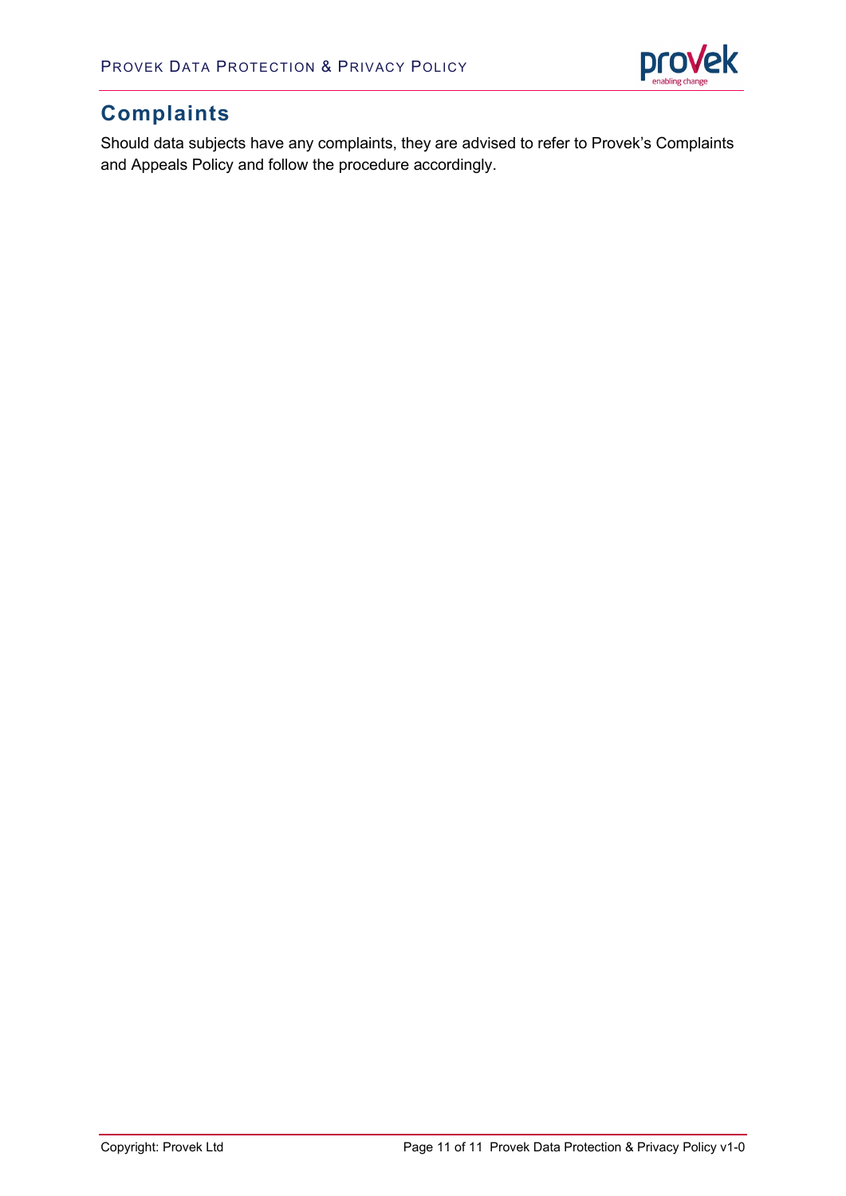## Complaints

Should data subjects have any complaints, they are advised to refer to Provek's Complaints and Appeals Policy and follow the procedure accordingly.